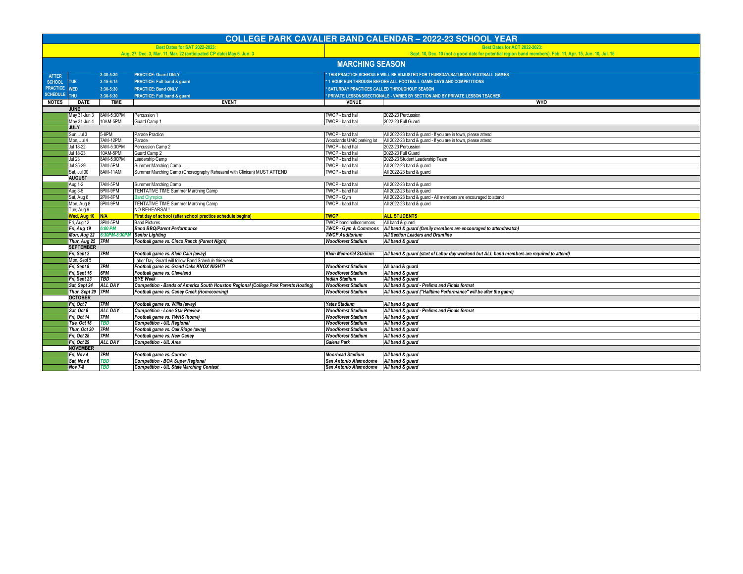# COLLEGE PARK CAVALIER BAND CALENDAR – 2022-23 SCHOOL YEAR

**Best Dates for SAT 2022-2023:**
Aug. 27, Dec. 3, Mar. 11, Mar. 22 (anticipated CP date) May 6, Jun. 3

**Best Dates for ACT 2022-2023:**
Sept. 10, Dec. 10 (not a good date for potential region band members), Feb. 11, Apr. 15, Jun. 10, Jul. 15

## MARCHING SEASON

**AFTER SCHOOL PRACTICE SCHEDULE**

| Day | Time | Practice |
|---|---|---|
| | 3:30-5:30 | PRACTICE: Guard ONLY |
| TUE | 3:15-6:15 | PRACTICE: Full band & guard |
| WED | 3:30-5:30 | PRACTICE: Band ONLY |
| THU | 3:30-6:30 | PRACTICE: Full band & guard |

- * THIS PRACTICE SCHEDULE WILL BE ADJUSTED FOR THURSDAY/SATURDAY FOOTBALL GAMES
- * 1 HOUR RUN THROUGH BEFORE ALL FOOTBALL GAME DAYS AND COMPETITIONS
- * SATURDAY PRACTICES CALLED THROUGHOUT SEASON
- * PRIVATE LESSONS/SECTIONALS - VARIES BY SECTION AND BY PRIVATE LESSON TEACHER

| NOTES | DATE | TIME | EVENT | VENUE | WHO |
|---|---|---|---|---|---|
| | **JUNE** | | | | |
| | May 31-Jun 3 | 8AM-5:30PM | Percussion 1 | TWCP - band hall | 2022-23 Percussion |
| | May 31-Jun 4 | 10AM-5PM | Guard Camp 1 | TWCP - band hall | 2022-23 Full Guard |
| | **JULY** | | | | |
| | Sun, Jul 3 | 5-8PM | Parade Practice | TWCP - band hall | All 2022-23 band & guard - If you are in town, please attend |
| | Mon, Jul 4 | 7AM-12PM | Parade | Woodlands UMC parking lot | All 2022-23 band & guard - If you are in town, please attend |
| | Jul 18-22 | 8AM-5:30PM | Percussion Camp 2 | TWCP - band hall | 2022-23 Percussion |
| | Jul 18-23 | 10AM-5PM | Guard Camp 2 | TWCP - band hall | 2022-23 Full Guard |
| | Jul 23 | 8AM-5:00PM | Leadership Camp | TWCP - band hall | 2022-23 Student Leadership Team |
| | Jul 25-29 | 7AM-5PM | Summer Marching Camp | TWCP - band hall | All 2022-23 band & guard |
| | Sat, Jul 30 | 8AM-11AM | Summer Marching Camp (Choreography Rehearsal with Clinican) MUST ATTEND | TWCP - band hall | All 2022-23 band & guard |
| | **AUGUST** | | | | |
| | Aug 1-2 | 7AM-5PM | Summer Marching Camp | TWCP - band hall | All 2022-23 band & guard |
| | Aug 3-5 | 5PM-9PM | TENTATIVE TIME Summer Marching Camp | TWCP - band hall | All 2022-23 band & guard |
| | Sat, Aug 6 | 2PM-8PM | Band Olympics | TWCP - Gym | All 2022-23 band & guard - All members are encouraged to attend |
| | Mon, Aug 8 | 5PM-9PM | TENTATIVE TIME Summer Marching Camp | TWCP - band hall | All 2022-23 band & guard |
| | Tue, Aug 9 | | NO REHEARSAL! | | |
| | **Wed, Aug 10** | **N/A** | **First day of school (after school practice schedule begins)** | **TWCP** | **ALL STUDENTS** |
| | Fri, Aug 12 | 3PM-5PM | Band Pictures | TWCP band hall/commons | All band & guard |
| | ***Fri, Aug 19*** | *6:00 PM* | ***Band BBQ/Parent Performance*** | ***TWCP - Gym & Commons*** | ***All band & guard (family members are encouraged to attend/watch)*** |
| | ***Mon, Aug 22*** | *6:30PM-8:30PM* | ***Senior Lighting*** | ***TWCP Auditorium*** | ***All Section Leaders and Drumline*** |
| | ***Thur, Aug 25*** | ***7PM*** | ***Football game vs. Cinco Ranch (Parent Night)*** | ***Woodforest Stadium*** | ***All band & guard*** |
| | **SEPTEMBER** | | | | |
| | ***Fri, Sept 2*** | ***7PM*** | ***Football game vs. Klein Cain (away)*** | ***Klein Memorial Stadium*** | ***All band & guard (start of Labor day weekend but ALL band members are required to attend)*** |
| | Mon, Sept 5 | | Labor Day, Guard will follow Band Schedule this week | | |
| | ***Fri, Sept 9*** | ***7PM*** | ***Football game vs. Grand Oaks KNOX NIGHT!*** | ***Woodforest Stadium*** | ***All band & guard*** |
| | ***Fri, Sept 16*** | ***6PM*** | ***Football game vs. Cleveland*** | ***Woodforest Stadium*** | ***All band & guard*** |
| | ***Fri, Sept 23*** | ***TBD*** | ***BYE Week*** | ***Indian Stadium*** | ***All band & guard*** |
| | ***Sat, Sept 24*** | ***ALL DAY*** | ***Competition - Bands of America South Houston Regional (College Park Parents Hosting)*** | ***Woodforest Stadium*** | ***All band & guard - Prelims and Finals format*** |
| | ***Thur, Sept 29*** | ***7PM*** | ***Football game vs. Caney Creek (Homecoming)*** | ***Woodforest Stadium*** | ***All band & guard ("Halftime Performance" will be after the game)*** |
| | **OCTOBER** | | | | |
| | ***Fri, Oct 7*** | ***7PM*** | ***Football game vs. Willis (away)*** | ***Yates Stadium*** | ***All band & guard*** |
| | ***Sat, Oct 8*** | ***ALL DAY*** | ***Competition - Lone Star Preview*** | ***Woodforest Stadium*** | ***All band & guard - Prelims and Finals format*** |
| | ***Fri, Oct 14*** | ***7PM*** | ***Football game vs. TWHS (home)*** | ***Woodforest Stadium*** | ***All band & guard*** |
| | ***Tue, Oct 18*** | ***TBD*** | ***Competition - UIL Regional*** | ***Woodforest Stadium*** | ***All band & guard*** |
| | ***Thur, Oct 20*** | ***7PM*** | ***Football game vs. Oak Ridge (away)*** | ***Woodforest Stadium*** | ***All band & guard*** |
| | ***Fri, Oct 28*** | ***7PM*** | ***Football game vs. New Caney*** | ***Woodforest Stadium*** | ***All band & guard*** |
| | ***Fri, Oct 29*** | ***ALL DAY*** | ***Competition - UIL Area*** | ***Galena Park*** | ***All band & guard*** |
| | **NOVEMBER** | | | | |
| | ***Fri, Nov 4*** | ***7PM*** | ***Football game vs. Conroe*** | ***Moorhead Stadium*** | ***All band & guard*** |
| | ***Sat, Nov 6*** | ***TBD*** | ***Competition - BOA Super Regional*** | ***San Antonio Alamodome*** | ***All band & guard*** |
| | ***Nov 7-8*** | ***TBD*** | ***Competition - UIL State Marching Contest*** | ***San Antonio Alamodome*** | ***All band & guard*** |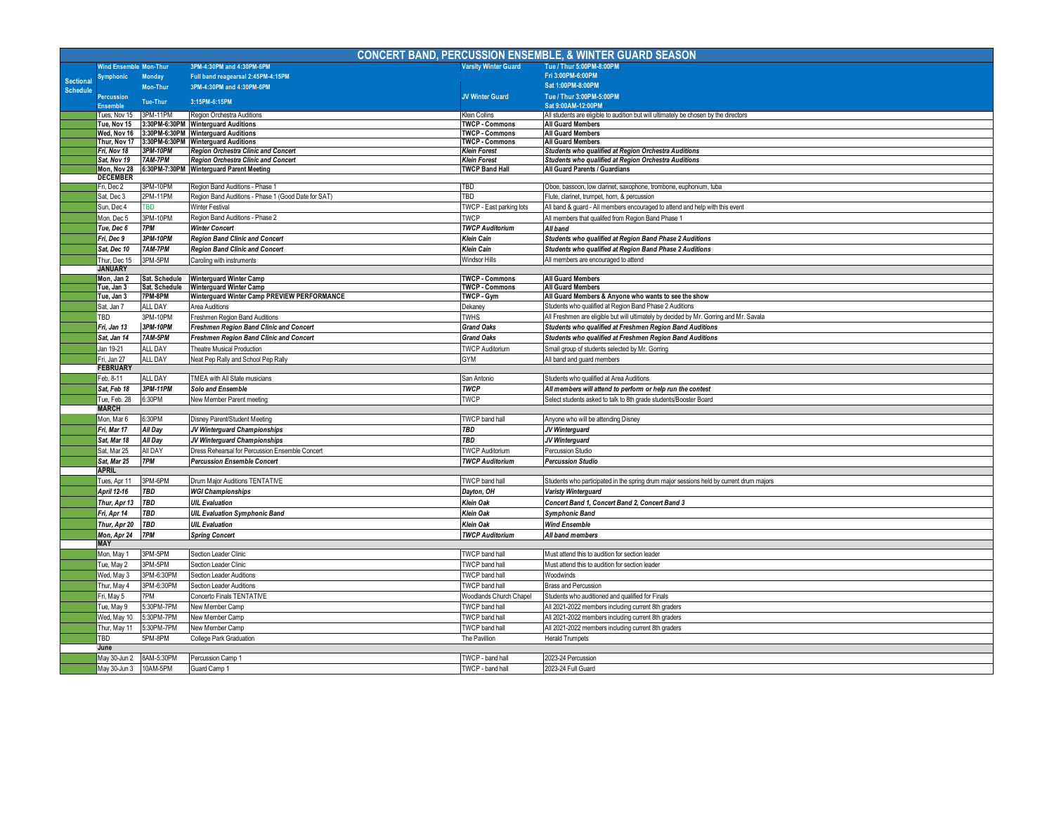# CONCERT BAND, PERCUSSION ENSEMBLE, & WINTER GUARD SEASON

| | | | | | |
|---|---|---|---|---|---|
| **Sectional Schedule** | **Wind Ensemble** | **Mon-Thur** | **3PM-4:30PM and 4:30PM-6PM** | **Varsity Winter Guard** | **Tue / Thur 5:00PM-8:00PM** |
| | **Symphonic** | **Monday** | **Full band reagearsal 2:45PM-4:15PM** | | **Fri 3:00PM-6:00PM** |
| | | **Mon-Thur** | **3PM-4:30PM and 4:30PM-6PM** | | **Sat 1:00PM-8:00PM** |
| | **Percussion Ensemble** | **Tue-Thur** | **3:15PM-6:15PM** | **JV Winter Guard** | **Tue / Thur 3:00PM-5:00PM** |
| | | | | | **Sat 9:00AM-12:00PM** |
| | Tues, Nov 15 | 3PM-11PM | Region Orchestra Auditions | Klein Collins | All students are eligible to audition but will ultimately be chosen by the directors |
| | **Tue, Nov 15** | **3:30PM-6:30PM** | **Winterguard Auditions** | **TWCP - Commons** | **All Guard Members** |
| | **Wed, Nov 16** | **3:30PM-6:30PM** | **Winterguard Auditions** | **TWCP - Commons** | **All Guard Members** |
| | **Thur, Nov 17** | **3:30PM-6:30PM** | **Winterguard Auditions** | **TWCP - Commons** | **All Guard Members** |
| | ***Fri, Nov 18*** | ***3PM-10PM*** | ***Region Orchestra Clinic and Concert*** | ***Klein Forest*** | ***Students who qualified at Region Orchestra Auditions*** |
| | ***Sat, Nov 19*** | ***7AM-7PM*** | ***Region Orchestra Clinic and Concert*** | ***Klein Forest*** | ***Students who qualified at Region Orchestra Auditions*** |
| | **Mon, Nov 28** | **6:30PM-7:30PM** | **Winterguard Parent Meeting** | **TWCP Band Hall** | **All Guard Parents / Guardians** |
| | **DECEMBER** | | | | |
| | Fri, Dec 2 | 3PM-10PM | Region Band Auditions - Phase 1 | TBD | Oboe, bassoon, low clarinet, saxophone, trombone, euphonium, tuba |
| | Sat, Dec 3 | 2PM-11PM | Region Band Auditions - Phase 1 (Good Date for SAT) | TBD | Flute, clarinet, trumpet, horn, & percussion |
| | Sun, Dec 4 | TBD | Winter Festival | TWCP - East parking lots | All band & guard - All members encouraged to attend and help with this event |
| | Mon, Dec 5 | 3PM-10PM | Region Band Auditions - Phase 2 | TWCP | All members that qualifed from Region Band Phase 1 |
| | ***Tue, Dec 6*** | ***7PM*** | ***Winter Concert*** | ***TWCP Auditorium*** | ***All band*** |
| | ***Fri, Dec 9*** | ***3PM-10PM*** | ***Region Band Clinic and Concert*** | ***Klein Cain*** | ***Students who qualified at Region Band Phase 2 Auditions*** |
| | ***Sat, Dec 10*** | ***7AM-7PM*** | ***Region Band Clinic and Concert*** | ***Klein Cain*** | ***Students who qualified at Region Band Phase 2 Auditions*** |
| | Thur, Dec 15 | 3PM-5PM | Caroling with instruments | Windsor Hills | All members are encouraged to attend |
| | **JANUARY** | | | | |
| | **Mon, Jan 2** | **Sat. Schedule** | **Winterguard Winter Camp** | **TWCP - Commons** | **All Guard Members** |
| | **Tue, Jan 3** | **Sat. Schedule** | **Winterguard Winter Camp** | **TWCP - Commons** | **All Guard Members** |
| | **Tue, Jan 3** | **7PM-8PM** | **Winterguard Winter Camp PREVIEW PERFORMANCE** | **TWCP - Gym** | **All Guard Members & Anyone who wants to see the show** |
| | Sat, Jan 7 | ALL DAY | Area Auditions | Dekaney | Students who qualified at Region Band Phase 2 Auditions |
| | TBD | 3PM-10PM | Freshmen Region Band Auditions | TWHS | All Freshmen are eligible but will ultimately by decided by Mr. Gorring and Mr. Savala |
| | ***Fri, Jan 13*** | ***3PM-10PM*** | ***Freshmen Region Band Clinic and Concert*** | ***Grand Oaks*** | ***Students who qualified at Freshmen Region Band Auditions*** |
| | ***Sat, Jan 14*** | ***7AM-5PM*** | ***Freshmen Region Band Clinic and Concert*** | ***Grand Oaks*** | ***Students who qualified at Freshmen Region Band Auditions*** |
| | Jan 19-21 | ALL DAY | Theatre Musical Production | TWCP Auditorium | Small group of students selected by Mr. Gorring |
| | Fri, Jan 27 | ALL DAY | Neat Pep Rally and School Pep Rally | GYM | All band and guard members |
| | **FEBRUARY** | | | | |
| | Feb. 8-11 | ALL DAY | TMEA with All State musicians | San Antonio | Students who qualified at Area Auditions |
| | ***Sat, Feb 18*** | ***3PM-11PM*** | ***Solo and Ensemble*** | ***TWCP*** | ***All members will attend to perform or help run the contest*** |
| | Tue, Feb. 28 | 6:30PM | New Member Parent meeting | TWCP | Select students asked to talk to 8th grade students/Booster Board |
| | **MARCH** | | | | |
| | Mon, Mar 6 | 6:30PM | Disney Parent/Student Meeting | TWCP band hall | Anyone who will be attending Disney |
| | ***Fri, Mar 17*** | ***All Day*** | ***JV Winterguard Championships*** | ***TBD*** | ***JV Winterguard*** |
| | ***Sat, Mar 18*** | ***All Day*** | ***JV Winterguard Championships*** | ***TBD*** | ***JV Winterguard*** |
| | Sat, Mar 25 | All DAY | Dress Rehearsal for Percussion Ensemble Concert | TWCP Auditorium | Percussion Studio |
| | ***Sat, Mar 25*** | ***7PM*** | ***Percussion Ensemble Concert*** | ***TWCP Auditorium*** | ***Percussion Studio*** |
| | **APRIL** | | | | |
| | Tues, Apr 11 | 3PM-6PM | Drum Major Auditions TENTATIVE | TWCP band hall | Students who participated in the spring drum major sessions held by current drum majors |
| | ***April 12-16*** | ***TBD*** | ***WGI Championships*** | ***Dayton, OH*** | ***Varisty Winterguard*** |
| | ***Thur, Apr 13*** | ***TBD*** | ***UIL Evaluation*** | ***Klein Oak*** | ***Concert Band 1, Concert Band 2, Concert Band 3*** |
| | ***Fri, Apr 14*** | ***TBD*** | ***UIL Evaluation Symphonic Band*** | ***Klein Oak*** | ***Symphonic Band*** |
| | ***Thur, Apr 20*** | ***TBD*** | ***UIL Evaluation*** | ***Klein Oak*** | ***Wind Ensemble*** |
| | ***Mon, Apr 24*** | ***7PM*** | ***Spring Concert*** | ***TWCP Auditorium*** | ***All band members*** |
| | **MAY** | | | | |
| | Mon, May 1 | 3PM-5PM | Section Leader Clinic | TWCP band hall | Must attend this to audition for section leader |
| | Tue, May 2 | 3PM-5PM | Section Leader Clinic | TWCP band hall | Must attend this to audition for section leader |
| | Wed, May 3 | 3PM-6:30PM | Section Leader Auditions | TWCP band hall | Woodwinds |
| | Thur, May 4 | 3PM-6:30PM | Section Leader Auditions | TWCP band hall | Brass and Percussion |
| | Fri, May 5 | 7PM | Concerto Finals TENTATIVE | Woodlands Church Chapel | Students who auditioned and qualified for Finals |
| | Tue, May 9 | 5:30PM-7PM | New Member Camp | TWCP band hall | All 2021-2022 members including current 8th graders |
| | Wed, May 10 | 5:30PM-7PM | New Member Camp | TWCP band hall | All 2021-2022 members including current 8th graders |
| | Thur, May 11 | 5:30PM-7PM | New Member Camp | TWCP band hall | All 2021-2022 members including current 8th graders |
| | TBD | 5PM-8PM | College Park Graduation | The Pavillion | Herald Trumpets |
| | **June** | | | | |
| | May 30-Jun 2 | 8AM-5:30PM | Percussion Camp 1 | TWCP - band hall | 2023-24 Percussion |
| | May 30-Jun 3 | 10AM-5PM | Guard Camp 1 | TWCP - band hall | 2023-24 Full Guard |